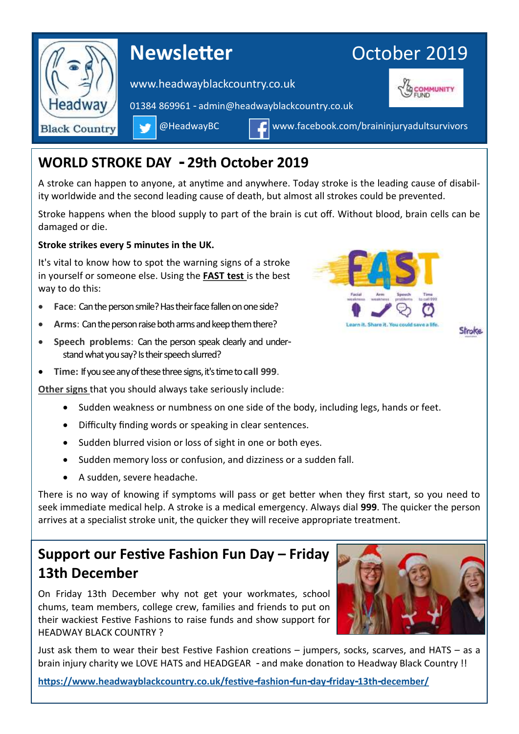# Newsletter

October 2019

www.headwayblackcountry.co.uk

01384 869961 - admin@headwayblackcountry.co.uk

@HeadwayBC

www.facebook.com/braininjuryadultsurvivors

## WORLD STROKE DAY - 29th October 2019

A stroke can happen to anyone, at anytime and anywhere. Today stroke is the leading cause of disability worldwide and the second leading cause of death, but almost all strokes could be prevented.

Stroke happens when the blood supply to part of the brain is cut off. Without blood, brain cells can be damaged or die.

**Stroke strikes every 5 minutes in the UK.**

It's vital to know how to spot the warning signs of a stroke in yourself or someone else. Using the **FAST test** is the best way to do this:

- **Face**: Can the person smile? Has their face fallen on one side?
- **Arms**: Can the person raise both arms and keep them there?
- **Speech problems**: Can the person speak clearly and understand what you say? Is their speech slurred?
- **Time:** If you see any of these three signs, it's time to **call 999**.

Other signs that you should always take seriously include:

- Sudden weakness or numbness on one side of the body, including legs, hands or feet.
- Difficulty finding words or speaking in clear sentences.
- Sudden blurred vision or loss of sight in one or both eyes.
- Sudden memory loss or confusion, and dizziness or a sudden fall.
- A sudden, severe headache.

There is no way of knowing if symptoms will pass or get better when they first start, so you need to seek immediate medical help. A stroke is a medical emergency. Always dial **999**. The quicker the person arrives at a specialist stroke unit, the quicker they will receive appropriate treatment.

## Support our Festive Fashion Fun Day – Friday 13th December

On Friday 13th December why not get your workmates, school chums, team members, college crew, families and friends to put on their wackiest Festive Fashions to raise funds and show support for HEADWAY BLACK COUNTRY ?

Just ask them to wear their best Festive Fashion creations – jumpers, socks, scarves, and HATS – as a brain injury charity we LOVE HATS and HEADGEAR - and make donation to Headway Black Country !!

**https://www.headwayblackcountry.co.uk/festive-fashion-fun-day-friday-13th-december/**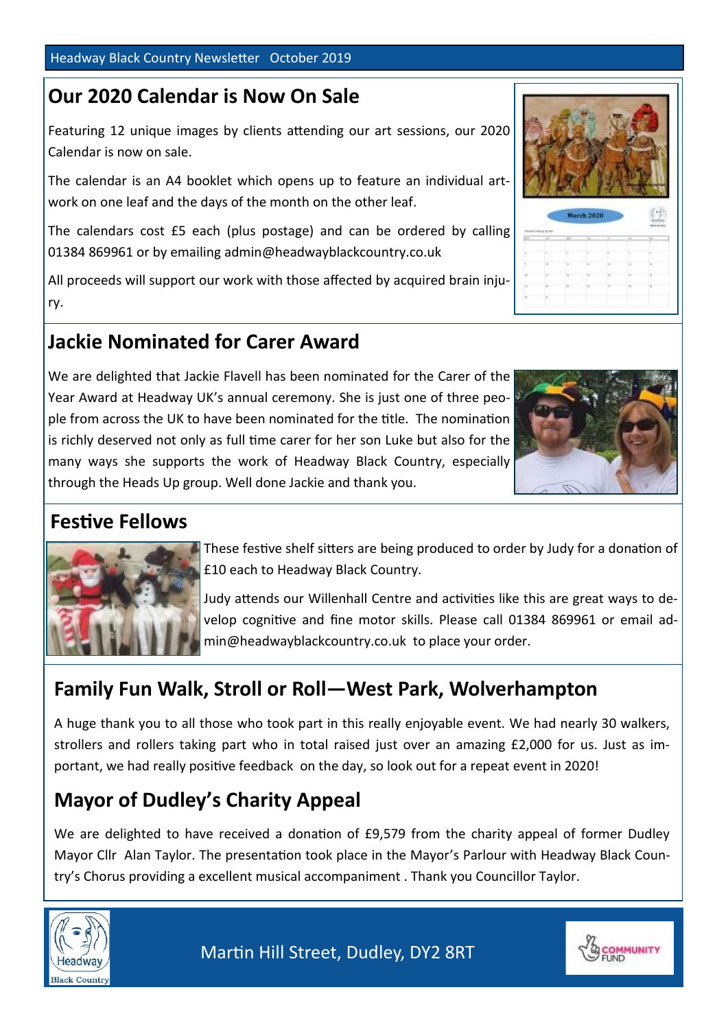## Our 2020 Calendar is Now On Sale

Featuring 12 unique images by clients attending our art sessions, our 2020 Calendar is now on sale.

The calendar is an A4 booklet which opens up to feature an individual artwork on one leaf and the days of the month on the other leaf.

The calendars cost £5 each (plus postage) and can be ordered by calling 01384 869961 or by emailing admin@headwayblackcountry.co.uk

All proceeds will support our work with those affected by acquired brain injury.

## Jackie Nominated for Carer Award

We are delighted that Jackie Flavell has been nominated for the Carer of the Year Award at Headway UK's annual ceremony. She is just one of three people from across the UK to have been nominated for the title. The nomination is richly deserved not only as full time carer for her son Luke but also for the many ways she supports the work of Headway Black Country, especially through the Heads Up group. Well done Jackie and thank you.

## Festive Fellows

These festive shelf sitters are being produced to order by Judy for a donation of £10 each to Headway Black Country.

Judy attends our Willenhall Centre and activities like this are great ways to develop cognitive and fine motor skills. Please call 01384 869961 or email admin@headwayblackcountry.co.uk to place your order.

## Family Fun Walk, Stroll or Roll—West Park, Wolverhampton

A huge thank you to all those who took part in this really enjoyable event. We had nearly 30 walkers, strollers and rollers taking part who in total raised just over an amazing £2,000 for us. Just as important, we had really positive feedback on the day, so look out for a repeat event in 2020!

## Mayor of Dudley's Charity Appeal

We are delighted to have received a donation of £9,579 from the charity appeal of former Dudley Mayor Cllr Alan Taylor. The presentation took place in the Mayor's Parlour with Headway Black Country's Chorus providing a excellent musical accompaniment . Thank you Councillor Taylor.

Martin Hill Street, Dudley, DY2 8RT